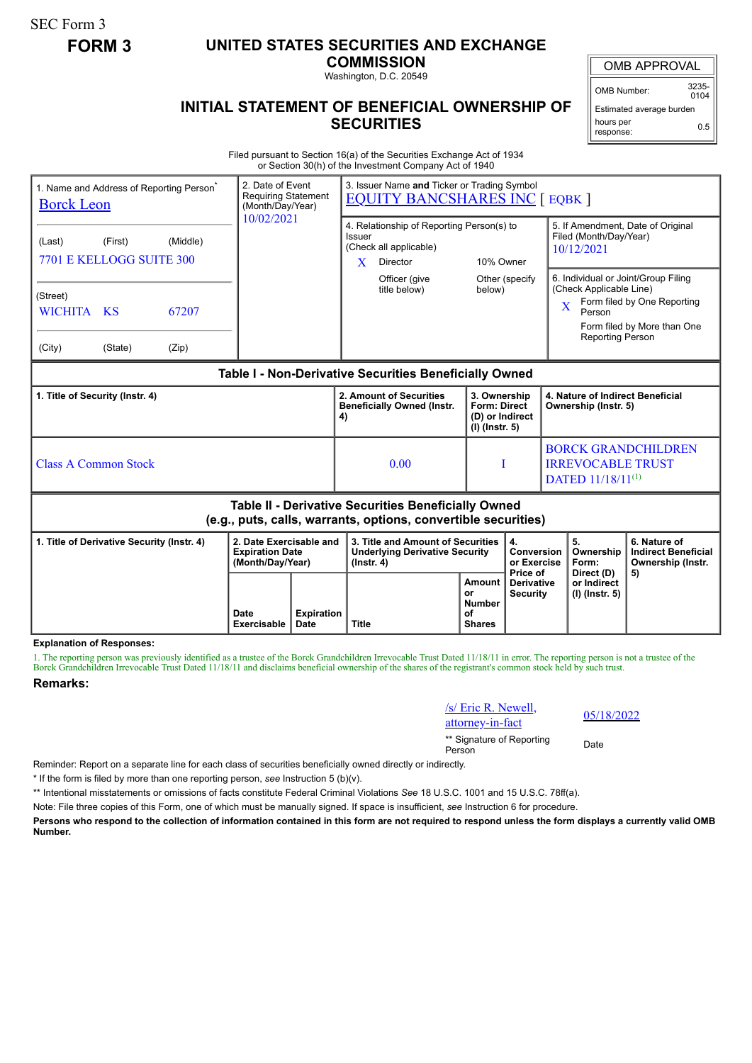SEC Form 3

**FORM 3**

# UNITED STATES SECURITIES AND EXCHANGE COMMISSION

Washington, D.C. 20549

## INITIAL STATEMENT OF BENEFICIAL OWNERSHIP OF SECURITIES

| OMB APPROVAL | |
|---|---|
| OMB Number: | 3235-0104 |
| Estimated average burden hours per response: | 0.5 |

Filed pursuant to Section 16(a) of the Securities Exchange Act of 1934 or Section 30(h) of the Investment Company Act of 1940

1. Name and Address of Reporting Person*
Borck Leon

(Last) (First) (Middle)
7701 E KELLOGG SUITE 300

(Street)
WICHITA KS 67207

(City) (State) (Zip)

2. Date of Event Requiring Statement (Month/Day/Year)
10/02/2021

3. Issuer Name **and** Ticker or Trading Symbol
EQUITY BANCSHARES INC [ EQBK ]

4. Relationship of Reporting Person(s) to Issuer (Check all applicable)
X Director
10% Owner
Officer (give title below)
Other (specify below)

5. If Amendment, Date of Original Filed (Month/Day/Year)
10/12/2021

6. Individual or Joint/Group Filing (Check Applicable Line)
X Form filed by One Reporting Person
Form filed by More than One Reporting Person

**Table I - Non-Derivative Securities Beneficially Owned**

| 1. Title of Security (Instr. 4) | 2. Amount of Securities Beneficially Owned (Instr. 4) | 3. Ownership Form: Direct (D) or Indirect (I) (Instr. 5) | 4. Nature of Indirect Beneficial Ownership (Instr. 5) |
|---|---|---|---|
| Class A Common Stock | 0.00 | I | BORCK GRANDCHILDREN IRREVOCABLE TRUST DATED 11/18/11[(1)] |

**Table II - Derivative Securities Beneficially Owned (e.g., puts, calls, warrants, options, convertible securities)**

| 1. Title of Derivative Security (Instr. 4) | 2. Date Exercisable and Expiration Date (Month/Day/Year) | | 3. Title and Amount of Securities Underlying Derivative Security (Instr. 4) | | 4. Conversion or Exercise Price of Derivative Security | 5. Ownership Form: Direct (D) or Indirect (I) (Instr. 5) | 6. Nature of Indirect Beneficial Ownership (Instr. 5) |
|---|---|---|---|---|---|---|---|
| | Date Exercisable | Expiration Date | Title | Amount or Number of Shares | | | |

**Explanation of Responses:**

1. The reporting person was previously identified as a trustee of the Borck Grandchildren Irrevocable Trust Dated 11/18/11 in error. The reporting person is not a trustee of the Borck Grandchildren Irrevocable Trust Dated 11/18/11 and disclaims beneficial ownership of the shares of the registrant's common stock held by such trust.

**Remarks:**

/s/ Eric R. Newell, attorney-in-fact — 05/18/2022

** Signature of Reporting Person — Date

Reminder: Report on a separate line for each class of securities beneficially owned directly or indirectly.

* If the form is filed by more than one reporting person, *see* Instruction 5 (b)(v).

** Intentional misstatements or omissions of facts constitute Federal Criminal Violations *See* 18 U.S.C. 1001 and 15 U.S.C. 78ff(a).

Note: File three copies of this Form, one of which must be manually signed. If space is insufficient, *see* Instruction 6 for procedure.

**Persons who respond to the collection of information contained in this form are not required to respond unless the form displays a currently valid OMB Number.**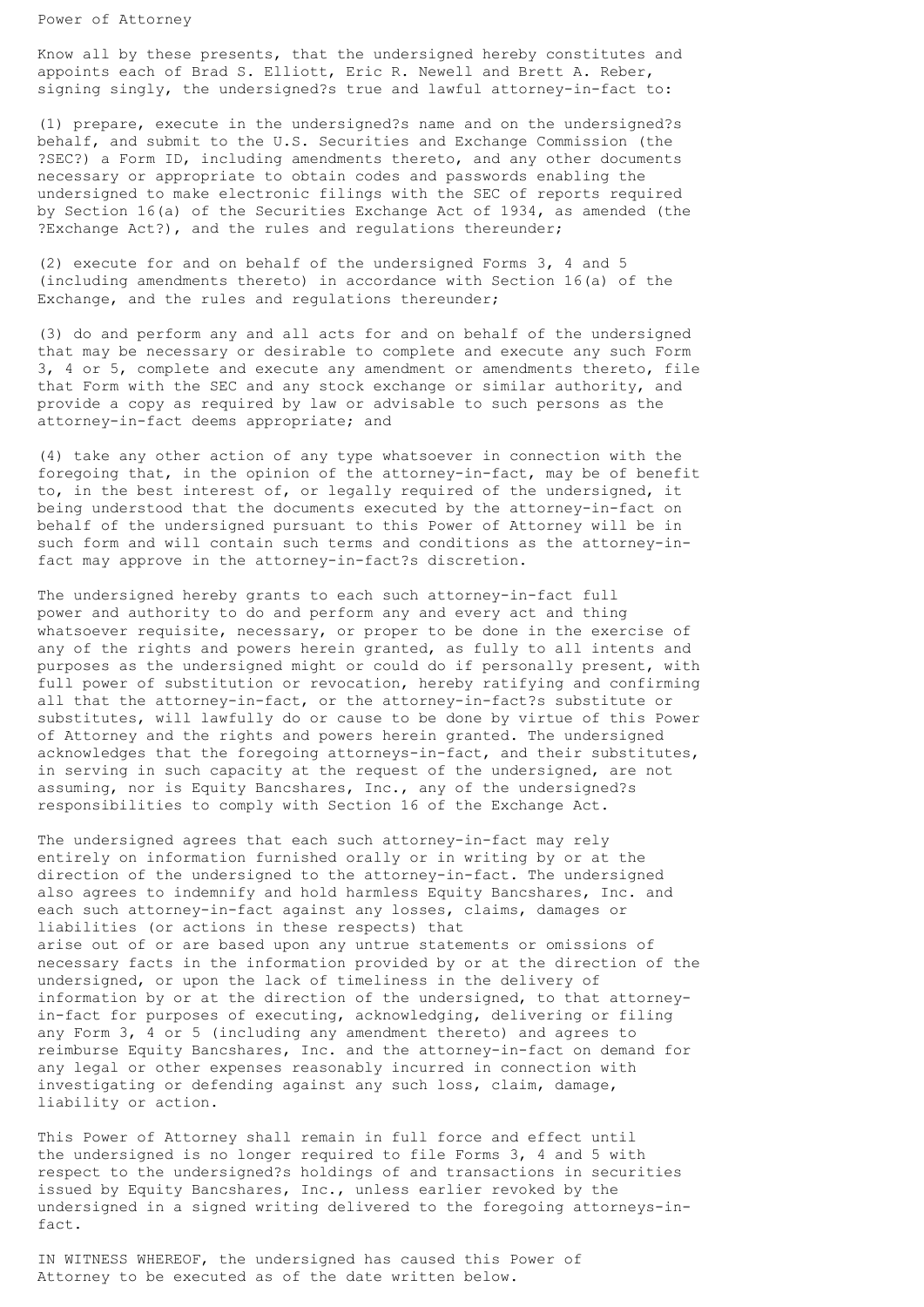Power of Attorney

Know all by these presents, that the undersigned hereby constitutes and appoints each of Brad S. Elliott, Eric R. Newell and Brett A. Reber, signing singly, the undersigned?s true and lawful attorney-in-fact to:

(1) prepare, execute in the undersigned?s name and on the undersigned?s behalf, and submit to the U.S. Securities and Exchange Commission (the ?SEC?) a Form ID, including amendments thereto, and any other documents necessary or appropriate to obtain codes and passwords enabling the undersigned to make electronic filings with the SEC of reports required by Section 16(a) of the Securities Exchange Act of 1934, as amended (the ?Exchange Act?), and the rules and regulations thereunder;

(2) execute for and on behalf of the undersigned Forms 3, 4 and 5 (including amendments thereto) in accordance with Section 16(a) of the Exchange, and the rules and regulations thereunder;

(3) do and perform any and all acts for and on behalf of the undersigned that may be necessary or desirable to complete and execute any such Form 3, 4 or 5, complete and execute any amendment or amendments thereto, file that Form with the SEC and any stock exchange or similar authority, and provide a copy as required by law or advisable to such persons as the attorney-in-fact deems appropriate; and

(4) take any other action of any type whatsoever in connection with the foregoing that, in the opinion of the attorney-in-fact, may be of benefit to, in the best interest of, or legally required of the undersigned, it being understood that the documents executed by the attorney-in-fact on behalf of the undersigned pursuant to this Power of Attorney will be in such form and will contain such terms and conditions as the attorney-in-fact may approve in the attorney-in-fact?s discretion.

The undersigned hereby grants to each such attorney-in-fact full power and authority to do and perform any and every act and thing whatsoever requisite, necessary, or proper to be done in the exercise of any of the rights and powers herein granted, as fully to all intents and purposes as the undersigned might or could do if personally present, with full power of substitution or revocation, hereby ratifying and confirming all that the attorney-in-fact, or the attorney-in-fact?s substitute or substitutes, will lawfully do or cause to be done by virtue of this Power of Attorney and the rights and powers herein granted. The undersigned acknowledges that the foregoing attorneys-in-fact, and their substitutes, in serving in such capacity at the request of the undersigned, are not assuming, nor is Equity Bancshares, Inc., any of the undersigned?s responsibilities to comply with Section 16 of the Exchange Act.

The undersigned agrees that each such attorney-in-fact may rely entirely on information furnished orally or in writing by or at the direction of the undersigned to the attorney-in-fact. The undersigned also agrees to indemnify and hold harmless Equity Bancshares, Inc. and each such attorney-in-fact against any losses, claims, damages or liabilities (or actions in these respects) that arise out of or are based upon any untrue statements or omissions of necessary facts in the information provided by or at the direction of the undersigned, or upon the lack of timeliness in the delivery of information by or at the direction of the undersigned, to that attorney-in-fact for purposes of executing, acknowledging, delivering or filing any Form 3, 4 or 5 (including any amendment thereto) and agrees to reimburse Equity Bancshares, Inc. and the attorney-in-fact on demand for any legal or other expenses reasonably incurred in connection with investigating or defending against any such loss, claim, damage, liability or action.

This Power of Attorney shall remain in full force and effect until the undersigned is no longer required to file Forms 3, 4 and 5 with respect to the undersigned?s holdings of and transactions in securities issued by Equity Bancshares, Inc., unless earlier revoked by the undersigned in a signed writing delivered to the foregoing attorneys-in-fact.

IN WITNESS WHEREOF, the undersigned has caused this Power of Attorney to be executed as of the date written below.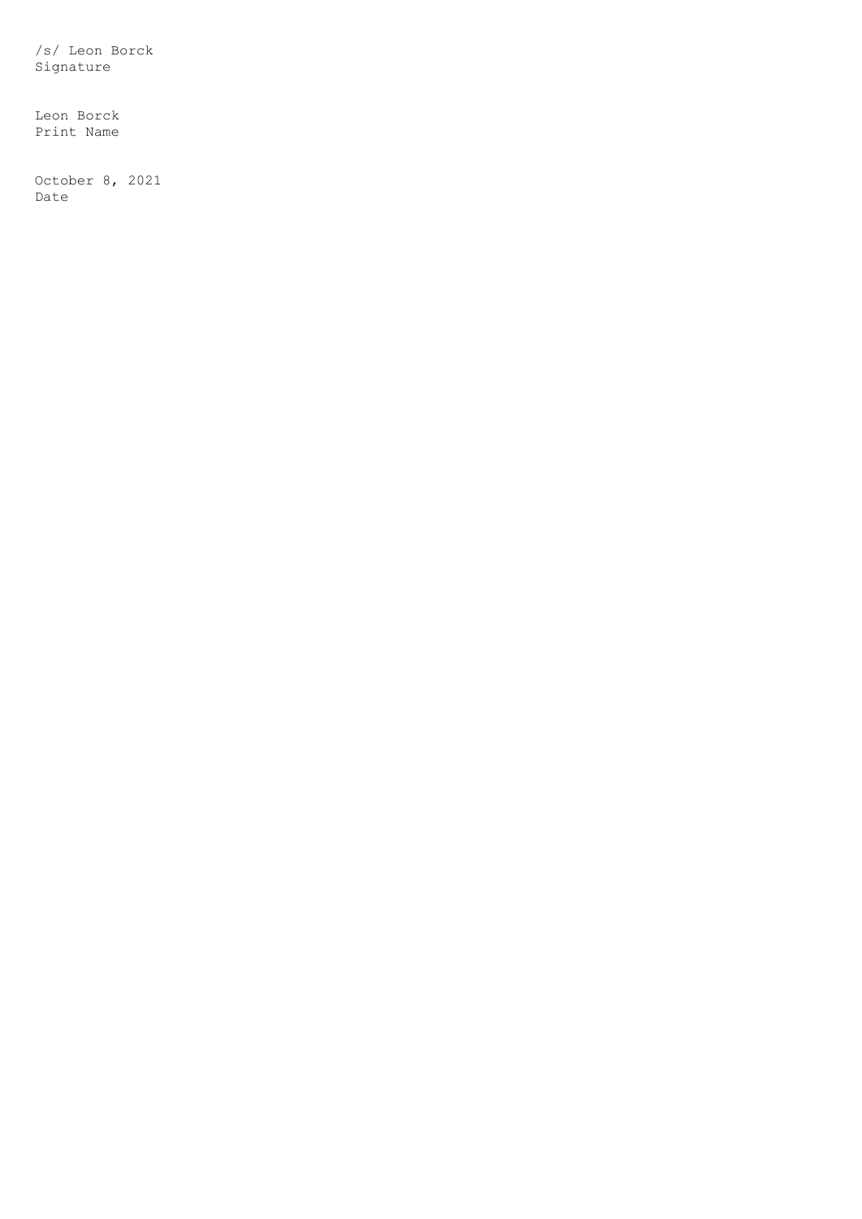/s/ Leon Borck
Signature

Leon Borck
Print Name

October 8, 2021
Date